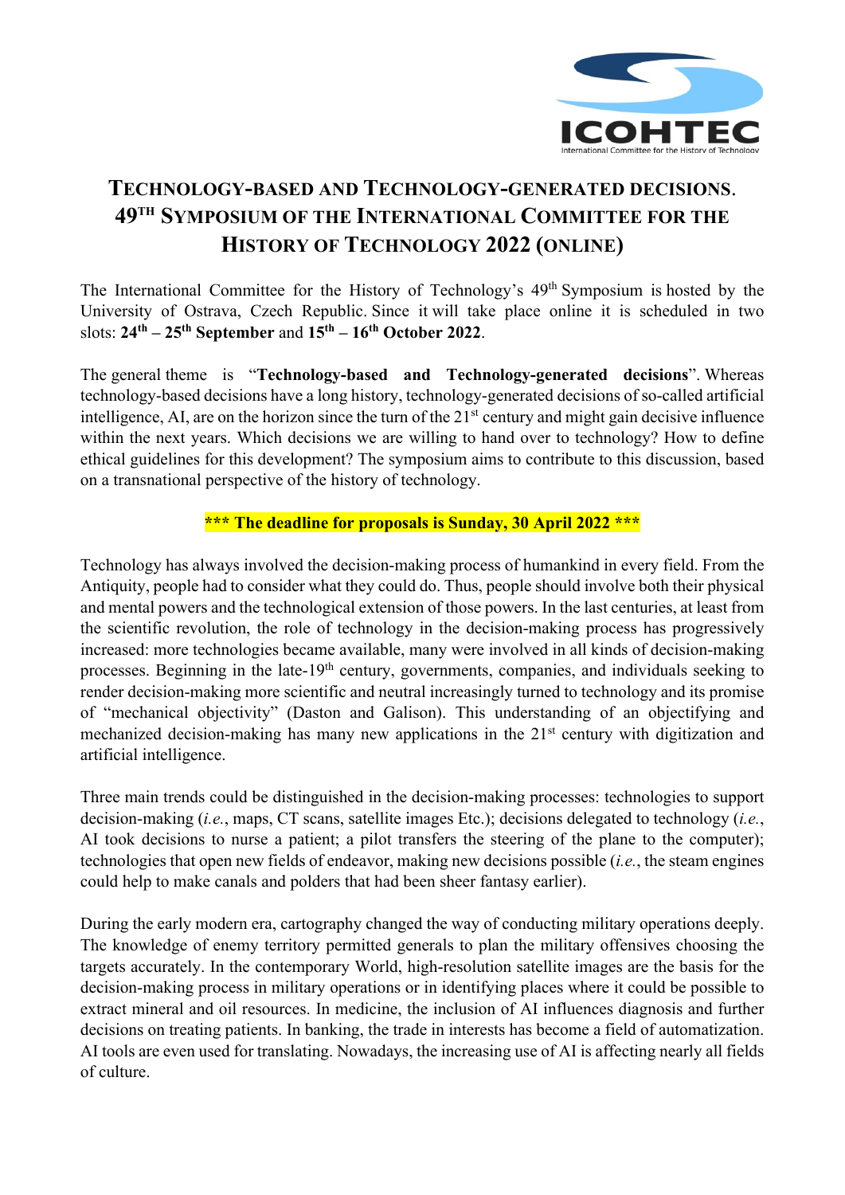# Technology-based and Technology-generated decisions. 49th Symposium of the International Committee for the History of Technology 2022 (online)

The International Committee for the History of Technology's 49th Symposium is hosted by the University of Ostrava, Czech Republic. Since it will take place online it is scheduled in two slots: **24th – 25th September** and **15th – 16th October 2022**.

The general theme is "**Technology-based and Technology-generated decisions**". Whereas technology-based decisions have a long history, technology-generated decisions of so-called artificial intelligence, AI, are on the horizon since the turn of the 21st century and might gain decisive influence within the next years. Which decisions we are willing to hand over to technology? How to define ethical guidelines for this development? The symposium aims to contribute to this discussion, based on a transnational perspective of the history of technology.

**\*\*\* The deadline for proposals is Sunday, 30 April 2022 \*\*\***

Technology has always involved the decision-making process of humankind in every field. From the Antiquity, people had to consider what they could do. Thus, people should involve both their physical and mental powers and the technological extension of those powers. In the last centuries, at least from the scientific revolution, the role of technology in the decision-making process has progressively increased: more technologies became available, many were involved in all kinds of decision-making processes. Beginning in the late-19th century, governments, companies, and individuals seeking to render decision-making more scientific and neutral increasingly turned to technology and its promise of "mechanical objectivity" (Daston and Galison). This understanding of an objectifying and mechanized decision-making has many new applications in the 21st century with digitization and artificial intelligence.

Three main trends could be distinguished in the decision-making processes: technologies to support decision-making (*i.e.*, maps, CT scans, satellite images Etc.); decisions delegated to technology (*i.e.*, AI took decisions to nurse a patient; a pilot transfers the steering of the plane to the computer); technologies that open new fields of endeavor, making new decisions possible (*i.e.*, the steam engines could help to make canals and polders that had been sheer fantasy earlier).

During the early modern era, cartography changed the way of conducting military operations deeply. The knowledge of enemy territory permitted generals to plan the military offensives choosing the targets accurately. In the contemporary World, high-resolution satellite images are the basis for the decision-making process in military operations or in identifying places where it could be possible to extract mineral and oil resources. In medicine, the inclusion of AI influences diagnosis and further decisions on treating patients. In banking, the trade in interests has become a field of automatization. AI tools are even used for translating. Nowadays, the increasing use of AI is affecting nearly all fields of culture.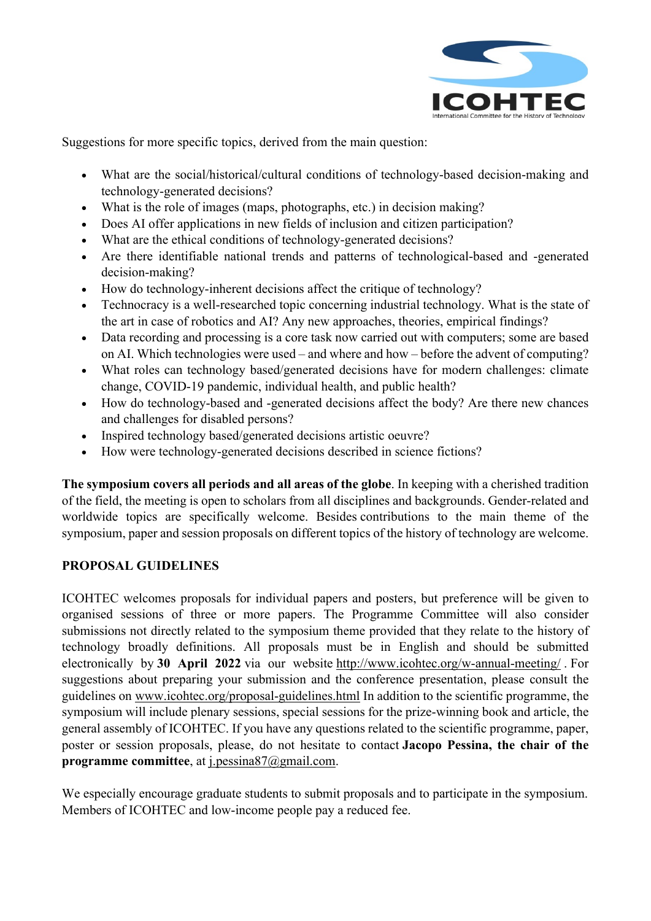Suggestions for more specific topics, derived from the main question:

- What are the social/historical/cultural conditions of technology-based decision-making and technology-generated decisions?
- What is the role of images (maps, photographs, etc.) in decision making?
- Does AI offer applications in new fields of inclusion and citizen participation?
- What are the ethical conditions of technology-generated decisions?
- Are there identifiable national trends and patterns of technological-based and -generated decision-making?
- How do technology-inherent decisions affect the critique of technology?
- Technocracy is a well-researched topic concerning industrial technology. What is the state of the art in case of robotics and AI? Any new approaches, theories, empirical findings?
- Data recording and processing is a core task now carried out with computers; some are based on AI. Which technologies were used – and where and how – before the advent of computing?
- What roles can technology based/generated decisions have for modern challenges: climate change, COVID-19 pandemic, individual health, and public health?
- How do technology-based and -generated decisions affect the body? Are there new chances and challenges for disabled persons?
- Inspired technology based/generated decisions artistic oeuvre?
- How were technology-generated decisions described in science fictions?

**The symposium covers all periods and all areas of the globe**. In keeping with a cherished tradition of the field, the meeting is open to scholars from all disciplines and backgrounds. Gender-related and worldwide topics are specifically welcome. Besides contributions to the main theme of the symposium, paper and session proposals on different topics of the history of technology are welcome.

**PROPOSAL GUIDELINES**

ICOHTEC welcomes proposals for individual papers and posters, but preference will be given to organised sessions of three or more papers. The Programme Committee will also consider submissions not directly related to the symposium theme provided that they relate to the history of technology broadly definitions. All proposals must be in English and should be submitted electronically by **30 April 2022** via our website http://www.icohtec.org/w-annual-meeting/ . For suggestions about preparing your submission and the conference presentation, please consult the guidelines on www.icohtec.org/proposal-guidelines.html In addition to the scientific programme, the symposium will include plenary sessions, special sessions for the prize-winning book and article, the general assembly of ICOHTEC. If you have any questions related to the scientific programme, paper, poster or session proposals, please, do not hesitate to contact **Jacopo Pessina, the chair of the programme committee**, at j.pessina87@gmail.com.

We especially encourage graduate students to submit proposals and to participate in the symposium. Members of ICOHTEC and low-income people pay a reduced fee.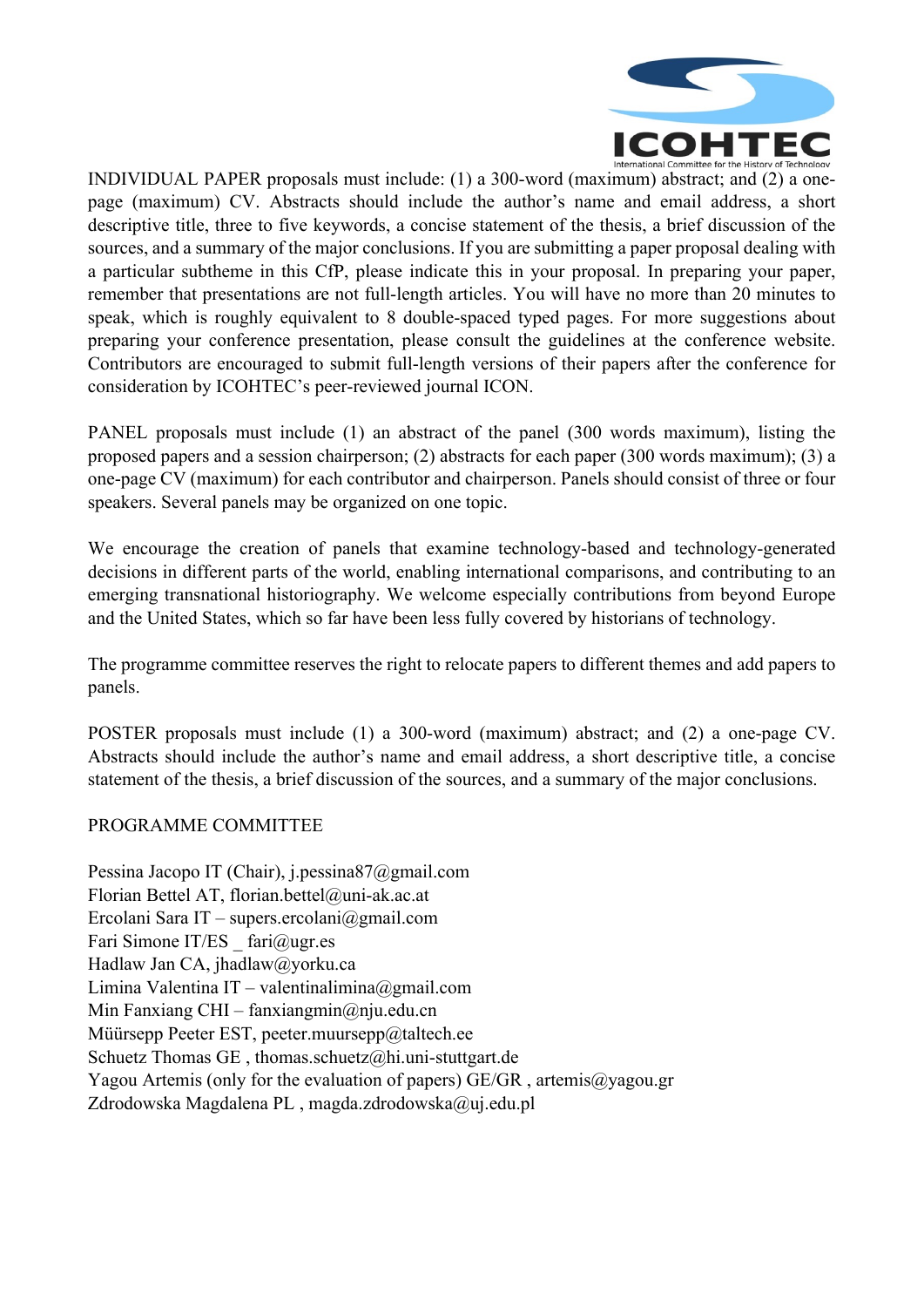INDIVIDUAL PAPER proposals must include: (1) a 300-word (maximum) abstract; and (2) a one-page (maximum) CV. Abstracts should include the author's name and email address, a short descriptive title, three to five keywords, a concise statement of the thesis, a brief discussion of the sources, and a summary of the major conclusions. If you are submitting a paper proposal dealing with a particular subtheme in this CfP, please indicate this in your proposal. In preparing your paper, remember that presentations are not full-length articles. You will have no more than 20 minutes to speak, which is roughly equivalent to 8 double-spaced typed pages. For more suggestions about preparing your conference presentation, please consult the guidelines at the conference website. Contributors are encouraged to submit full-length versions of their papers after the conference for consideration by ICOHTEC's peer-reviewed journal ICON.

PANEL proposals must include (1) an abstract of the panel (300 words maximum), listing the proposed papers and a session chairperson; (2) abstracts for each paper (300 words maximum); (3) a one-page CV (maximum) for each contributor and chairperson. Panels should consist of three or four speakers. Several panels may be organized on one topic.

We encourage the creation of panels that examine technology-based and technology-generated decisions in different parts of the world, enabling international comparisons, and contributing to an emerging transnational historiography. We welcome especially contributions from beyond Europe and the United States, which so far have been less fully covered by historians of technology.

The programme committee reserves the right to relocate papers to different themes and add papers to panels.

POSTER proposals must include (1) a 300-word (maximum) abstract; and (2) a one-page CV. Abstracts should include the author's name and email address, a short descriptive title, a concise statement of the thesis, a brief discussion of the sources, and a summary of the major conclusions.

PROGRAMME COMMITTEE

Pessina Jacopo IT (Chair), j.pessina87@gmail.com
Florian Bettel AT, florian.bettel@uni-ak.ac.at
Ercolani Sara IT – supers.ercolani@gmail.com
Fari Simone IT/ES _ fari@ugr.es
Hadlaw Jan CA, jhadlaw@yorku.ca
Limina Valentina IT – valentinalimina@gmail.com
Min Fanxiang CHI – fanxiangmin@nju.edu.cn
Müürsepp Peeter EST, peeter.muursepp@taltech.ee
Schuetz Thomas GE , thomas.schuetz@hi.uni-stuttgart.de
Yagou Artemis (only for the evaluation of papers) GE/GR , artemis@yagou.gr
Zdrodowska Magdalena PL , magda.zdrodowska@uj.edu.pl